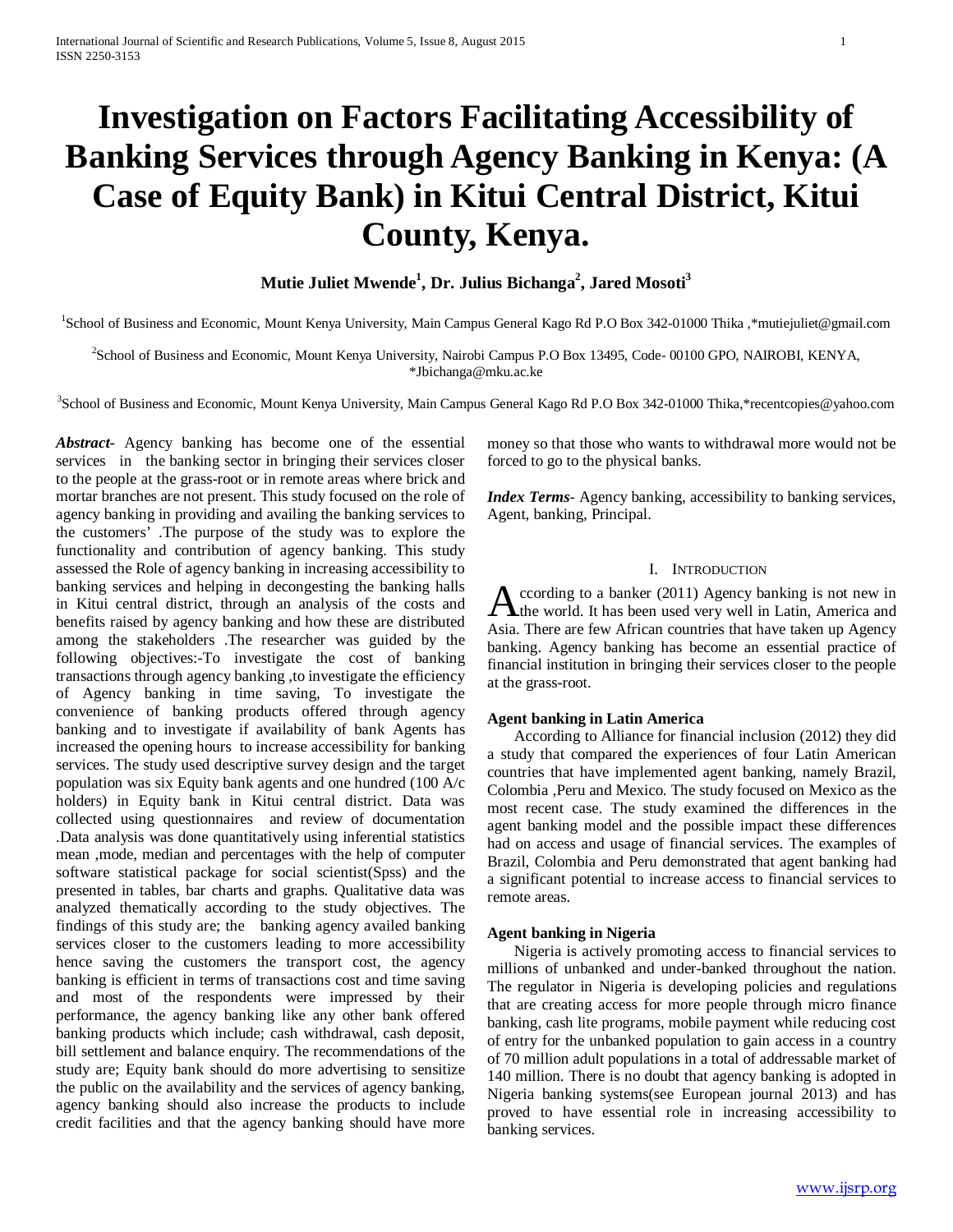# Investigation on Factors Facilitating Accessibility of Banking Services through Agency Banking in Kenya: (A Case of Equity Bank) in Kitui Central District, Kitui County, Kenya.

**Mutie Juliet Mwende[1], Dr. Julius Bichanga[2], Jared Mosoti[3]**

[1]School of Business and Economic, Mount Kenya University, Main Campus General Kago Rd P.O Box 342-01000 Thika ,*mutiejuliet@gmail.com

[2]School of Business and Economic, Mount Kenya University, Nairobi Campus P.O Box 13495, Code- 00100 GPO, NAIROBI, KENYA, *Jbichanga@mku.ac.ke

[3]School of Business and Economic, Mount Kenya University, Main Campus General Kago Rd P.O Box 342-01000 Thika,*recentcopies@yahoo.com

***Abstract-*** Agency banking has become one of the essential services in the banking sector in bringing their services closer to the people at the grass-root or in remote areas where brick and mortar branches are not present. This study focused on the role of agency banking in providing and availing the banking services to the customers' .The purpose of the study was to explore the functionality and contribution of agency banking. This study assessed the Role of agency banking in increasing accessibility to banking services and helping in decongesting the banking halls in Kitui central district, through an analysis of the costs and benefits raised by agency banking and how these are distributed among the stakeholders .The researcher was guided by the following objectives:-To investigate the cost of banking transactions through agency banking ,to investigate the efficiency of Agency banking in time saving, To investigate the convenience of banking products offered through agency banking and to investigate if availability of bank Agents has increased the opening hours to increase accessibility for banking services. The study used descriptive survey design and the target population was six Equity bank agents and one hundred (100 A/c holders) in Equity bank in Kitui central district. Data was collected using questionnaires and review of documentation .Data analysis was done quantitatively using inferential statistics mean ,mode, median and percentages with the help of computer software statistical package for social scientist(Spss) and the presented in tables, bar charts and graphs. Qualitative data was analyzed thematically according to the study objectives. The findings of this study are; the banking agency availed banking services closer to the customers leading to more accessibility hence saving the customers the transport cost, the agency banking is efficient in terms of transactions cost and time saving and most of the respondents were impressed by their performance, the agency banking like any other bank offered banking products which include; cash withdrawal, cash deposit, bill settlement and balance enquiry. The recommendations of the study are; Equity bank should do more advertising to sensitize the public on the availability and the services of agency banking, agency banking should also increase the products to include credit facilities and that the agency banking should have more money so that those who wants to withdrawal more would not be forced to go to the physical banks.

***Index Terms-*** Agency banking, accessibility to banking services, Agent, banking, Principal.

## I. Introduction

According to a banker (2011) Agency banking is not new in the world. It has been used very well in Latin, America and Asia. There are few African countries that have taken up Agency banking. Agency banking has become an essential practice of financial institution in bringing their services closer to the people at the grass-root.

### Agent banking in Latin America

According to Alliance for financial inclusion (2012) they did a study that compared the experiences of four Latin American countries that have implemented agent banking, namely Brazil, Colombia ,Peru and Mexico. The study focused on Mexico as the most recent case. The study examined the differences in the agent banking model and the possible impact these differences had on access and usage of financial services. The examples of Brazil, Colombia and Peru demonstrated that agent banking had a significant potential to increase access to financial services to remote areas.

### Agent banking in Nigeria

Nigeria is actively promoting access to financial services to millions of unbanked and under-banked throughout the nation. The regulator in Nigeria is developing policies and regulations that are creating access for more people through micro finance banking, cash lite programs, mobile payment while reducing cost of entry for the unbanked population to gain access in a country of 70 million adult populations in a total of addressable market of 140 million. There is no doubt that agency banking is adopted in Nigeria banking systems(see European journal 2013) and has proved to have essential role in increasing accessibility to banking services.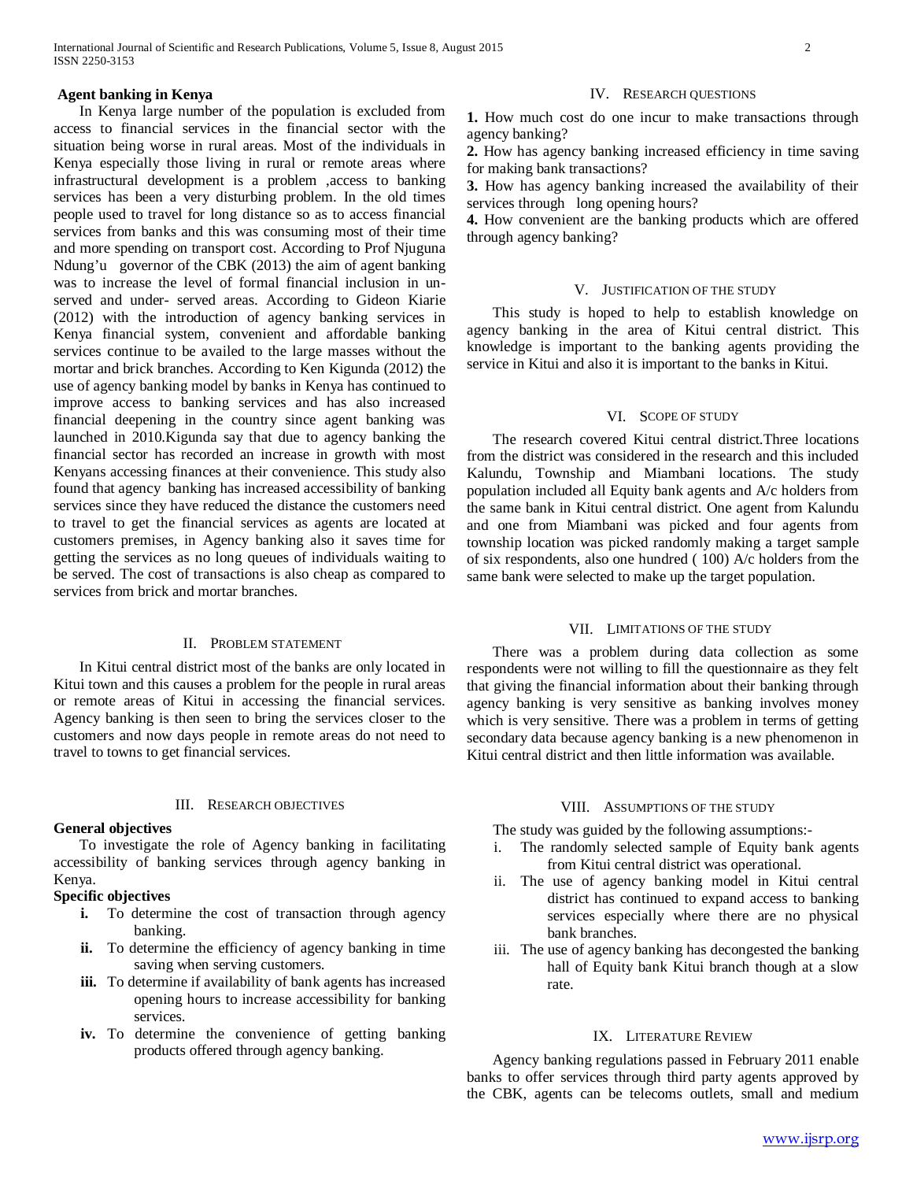### Agent banking in Kenya

In Kenya large number of the population is excluded from access to financial services in the financial sector with the situation being worse in rural areas. Most of the individuals in Kenya especially those living in rural or remote areas where infrastructural development is a problem ,access to banking services has been a very disturbing problem. In the old times people used to travel for long distance so as to access financial services from banks and this was consuming most of their time and more spending on transport cost. According to Prof Njuguna Ndung'u governor of the CBK (2013) the aim of agent banking was to increase the level of formal financial inclusion in un-served and under- served areas. According to Gideon Kiarie (2012) with the introduction of agency banking services in Kenya financial system, convenient and affordable banking services continue to be availed to the large masses without the mortar and brick branches. According to Ken Kigunda (2012) the use of agency banking model by banks in Kenya has continued to improve access to banking services and has also increased financial deepening in the country since agent banking was launched in 2010.Kigunda say that due to agency banking the financial sector has recorded an increase in growth with most Kenyans accessing finances at their convenience. This study also found that agency banking has increased accessibility of banking services since they have reduced the distance the customers need to travel to get the financial services as agents are located at customers premises, in Agency banking also it saves time for getting the services as no long queues of individuals waiting to be served. The cost of transactions is also cheap as compared to services from brick and mortar branches.

## II. Problem Statement

In Kitui central district most of the banks are only located in Kitui town and this causes a problem for the people in rural areas or remote areas of Kitui in accessing the financial services. Agency banking is then seen to bring the services closer to the customers and now days people in remote areas do not need to travel to towns to get financial services.

## III. Research Objectives

**General objectives**

To investigate the role of Agency banking in facilitating accessibility of banking services through agency banking in Kenya.

**Specific objectives**

- **i.** To determine the cost of transaction through agency banking.
- **ii.** To determine the efficiency of agency banking in time saving when serving customers.
- **iii.** To determine if availability of bank agents has increased opening hours to increase accessibility for banking services.
- **iv.** To determine the convenience of getting banking products offered through agency banking.

## IV. Research Questions

**1.** How much cost do one incur to make transactions through agency banking?

**2.** How has agency banking increased efficiency in time saving for making bank transactions?

**3.** How has agency banking increased the availability of their services through long opening hours?

**4.** How convenient are the banking products which are offered through agency banking?

## V. Justification of the Study

This study is hoped to help to establish knowledge on agency banking in the area of Kitui central district. This knowledge is important to the banking agents providing the service in Kitui and also it is important to the banks in Kitui.

## VI. Scope of Study

The research covered Kitui central district.Three locations from the district was considered in the research and this included Kalundu, Township and Miambani locations. The study population included all Equity bank agents and A/c holders from the same bank in Kitui central district. One agent from Kalundu and one from Miambani was picked and four agents from township location was picked randomly making a target sample of six respondents, also one hundred ( 100) A/c holders from the same bank were selected to make up the target population.

## VII. Limitations of the Study

There was a problem during data collection as some respondents were not willing to fill the questionnaire as they felt that giving the financial information about their banking through agency banking is very sensitive as banking involves money which is very sensitive. There was a problem in terms of getting secondary data because agency banking is a new phenomenon in Kitui central district and then little information was available.

## VIII. Assumptions of the Study

The study was guided by the following assumptions:-

1. The randomly selected sample of Equity bank agents from Kitui central district was operational.
2. The use of agency banking model in Kitui central district has continued to expand access to banking services especially where there are no physical bank branches.
3. The use of agency banking has decongested the banking hall of Equity bank Kitui branch though at a slow rate.

## IX. Literature Review

Agency banking regulations passed in February 2011 enable banks to offer services through third party agents approved by the CBK, agents can be telecoms outlets, small and medium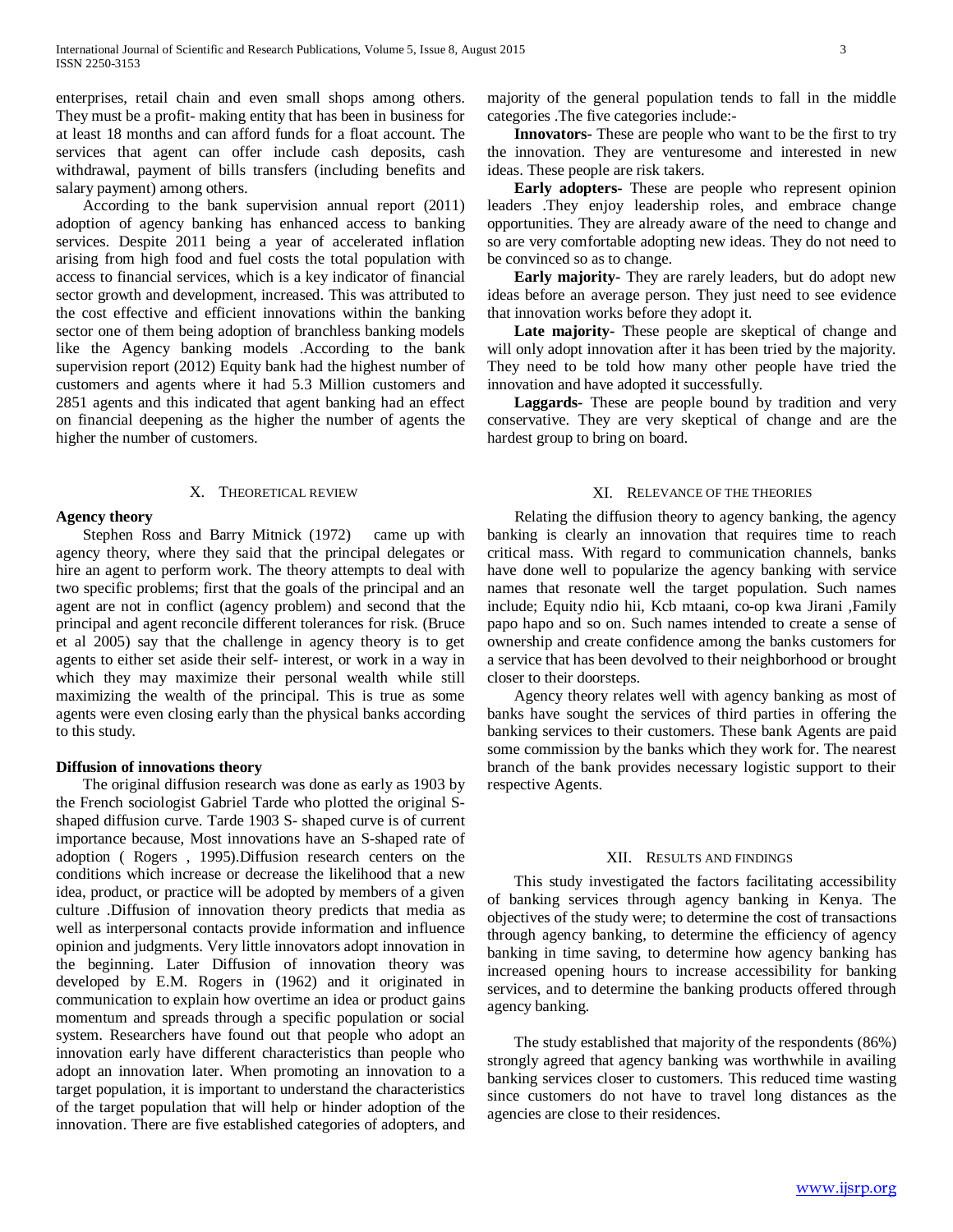enterprises, retail chain and even small shops among others. They must be a profit- making entity that has been in business for at least 18 months and can afford funds for a float account. The services that agent can offer include cash deposits, cash withdrawal, payment of bills transfers (including benefits and salary payment) among others.

According to the bank supervision annual report (2011) adoption of agency banking has enhanced access to banking services. Despite 2011 being a year of accelerated inflation arising from high food and fuel costs the total population with access to financial services, which is a key indicator of financial sector growth and development, increased. This was attributed to the cost effective and efficient innovations within the banking sector one of them being adoption of branchless banking models like the Agency banking models .According to the bank supervision report (2012) Equity bank had the highest number of customers and agents where it had 5.3 Million customers and 2851 agents and this indicated that agent banking had an effect on financial deepening as the higher the number of agents the higher the number of customers.

## X. Theoretical review

**Agency theory**

Stephen Ross and Barry Mitnick (1972) came up with agency theory, where they said that the principal delegates or hire an agent to perform work. The theory attempts to deal with two specific problems; first that the goals of the principal and an agent are not in conflict (agency problem) and second that the principal and agent reconcile different tolerances for risk. (Bruce et al 2005) say that the challenge in agency theory is to get agents to either set aside their self- interest, or work in a way in which they may maximize their personal wealth while still maximizing the wealth of the principal. This is true as some agents were even closing early than the physical banks according to this study.

**Diffusion of innovations theory**

The original diffusion research was done as early as 1903 by the French sociologist Gabriel Tarde who plotted the original S-shaped diffusion curve. Tarde 1903 S- shaped curve is of current importance because, Most innovations have an S-shaped rate of adoption ( Rogers , 1995).Diffusion research centers on the conditions which increase or decrease the likelihood that a new idea, product, or practice will be adopted by members of a given culture .Diffusion of innovation theory predicts that media as well as interpersonal contacts provide information and influence opinion and judgments. Very little innovators adopt innovation in the beginning. Later Diffusion of innovation theory was developed by E.M. Rogers in (1962) and it originated in communication to explain how overtime an idea or product gains momentum and spreads through a specific population or social system. Researchers have found out that people who adopt an innovation early have different characteristics than people who adopt an innovation later. When promoting an innovation to a target population, it is important to understand the characteristics of the target population that will help or hinder adoption of the innovation. There are five established categories of adopters, and majority of the general population tends to fall in the middle categories .The five categories include:-

**Innovators-** These are people who want to be the first to try the innovation. They are venturesome and interested in new ideas. These people are risk takers.

**Early adopters-** These are people who represent opinion leaders .They enjoy leadership roles, and embrace change opportunities. They are already aware of the need to change and so are very comfortable adopting new ideas. They do not need to be convinced so as to change.

**Early majority-** They are rarely leaders, but do adopt new ideas before an average person. They just need to see evidence that innovation works before they adopt it.

**Late majority-** These people are skeptical of change and will only adopt innovation after it has been tried by the majority. They need to be told how many other people have tried the innovation and have adopted it successfully.

**Laggards-** These are people bound by tradition and very conservative. They are very skeptical of change and are the hardest group to bring on board.

## XI. Relevance of the theories

Relating the diffusion theory to agency banking, the agency banking is clearly an innovation that requires time to reach critical mass. With regard to communication channels, banks have done well to popularize the agency banking with service names that resonate well the target population. Such names include; Equity ndio hii, Kcb mtaani, co-op kwa Jirani ,Family papo hapo and so on. Such names intended to create a sense of ownership and create confidence among the banks customers for a service that has been devolved to their neighborhood or brought closer to their doorsteps.

Agency theory relates well with agency banking as most of banks have sought the services of third parties in offering the banking services to their customers. These bank Agents are paid some commission by the banks which they work for. The nearest branch of the bank provides necessary logistic support to their respective Agents.

## XII. Results and findings

This study investigated the factors facilitating accessibility of banking services through agency banking in Kenya. The objectives of the study were; to determine the cost of transactions through agency banking, to determine the efficiency of agency banking in time saving, to determine how agency banking has increased opening hours to increase accessibility for banking services, and to determine the banking products offered through agency banking.

The study established that majority of the respondents (86%) strongly agreed that agency banking was worthwhile in availing banking services closer to customers. This reduced time wasting since customers do not have to travel long distances as the agencies are close to their residences.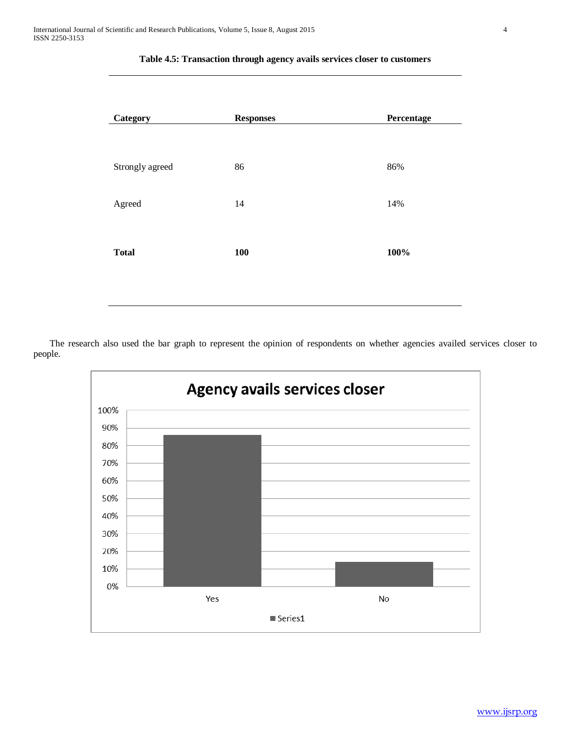**Table 4.5: Transaction through agency avails services closer to customers**

| Category | Responses | Percentage |
|---|---|---|
| Strongly agreed | 86 | 86% |
| Agreed | 14 | 14% |
| **Total** | **100** | **100%** |

The research also used the bar graph to represent the opinion of respondents on whether agencies availed services closer to people.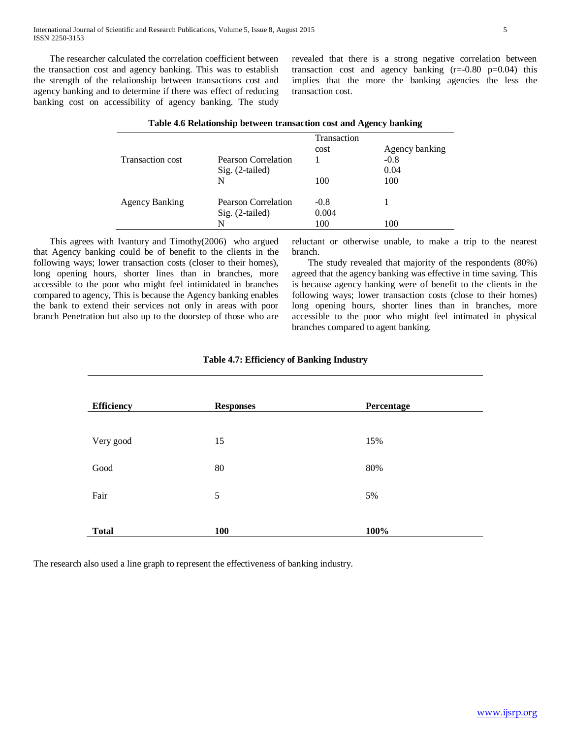The researcher calculated the correlation coefficient between the transaction cost and agency banking. This was to establish the strength of the relationship between transactions cost and agency banking and to determine if there was effect of reducing banking cost on accessibility of agency banking. The study revealed that there is a strong negative correlation between transaction cost and agency banking (r=-0.80 p=0.04) this implies that the more the banking agencies the less the transaction cost.

**Table 4.6 Relationship between transaction cost and Agency banking**

| | | Transaction cost | Agency banking |
|---|---|---|---|
| Transaction cost | Pearson Correlation | 1 | -0.8 |
| | Sig. (2-tailed) | | 0.04 |
| | N | 100 | 100 |
| Agency Banking | Pearson Correlation | -0.8 | 1 |
| | Sig. (2-tailed) | 0.004 | |
| | N | 100 | 100 |

This agrees with Ivantury and Timothy(2006) who argued that Agency banking could be of benefit to the clients in the following ways; lower transaction costs (closer to their homes), long opening hours, shorter lines than in branches, more accessible to the poor who might feel intimidated in branches compared to agency, This is because the Agency banking enables the bank to extend their services not only in areas with poor branch Penetration but also up to the doorstep of those who are reluctant or otherwise unable, to make a trip to the nearest branch.

The study revealed that majority of the respondents (80%) agreed that the agency banking was effective in time saving. This is because agency banking were of benefit to the clients in the following ways; lower transaction costs (close to their homes) long opening hours, shorter lines than in branches, more accessible to the poor who might feel intimated in physical branches compared to agent banking.

**Table 4.7: Efficiency of Banking Industry**

| Efficiency | Responses | Percentage |
|---|---|---|
| Very good | 15 | 15% |
| Good | 80 | 80% |
| Fair | 5 | 5% |
| **Total** | **100** | **100%** |

The research also used a line graph to represent the effectiveness of banking industry.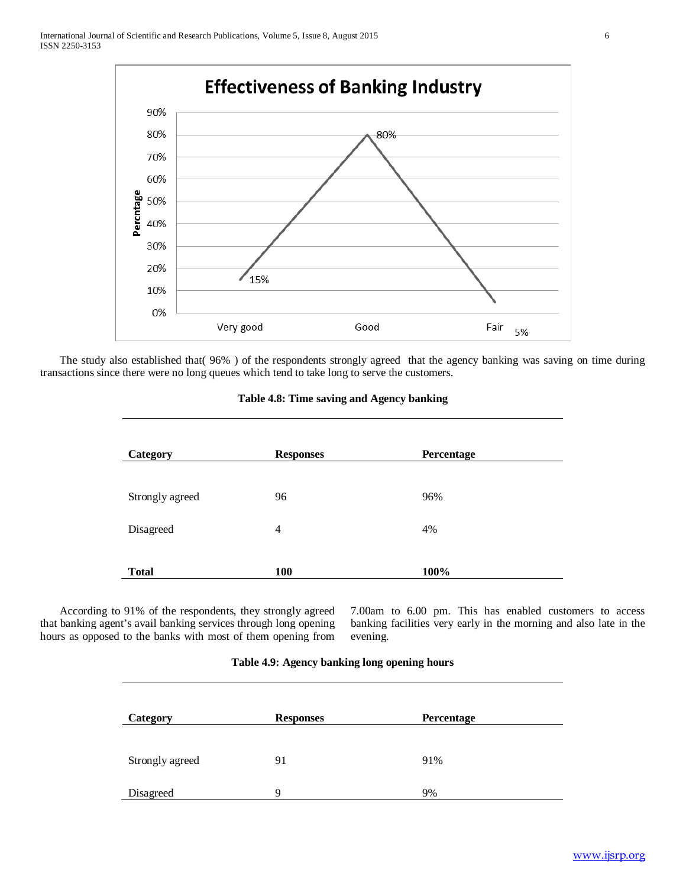**Effectiveness of Banking Industry**

| Category | Percentage |
|---|---|
| Very good | 15% |
| Good | 80% |
| Fair | 5% |

The study also established that( 96% ) of the respondents strongly agreed that the agency banking was saving on time during transactions since there were no long queues which tend to take long to serve the customers.

**Table 4.8: Time saving and Agency banking**

| Category | Responses | Percentage |
|---|---|---|
| Strongly agreed | 96 | 96% |
| Disagreed | 4 | 4% |
| **Total** | **100** | **100%** |

According to 91% of the respondents, they strongly agreed that banking agent's avail banking services through long opening hours as opposed to the banks with most of them opening from 7.00am to 6.00 pm. This has enabled customers to access banking facilities very early in the morning and also late in the evening.

**Table 4.9: Agency banking long opening hours**

| Category | Responses | Percentage |
|---|---|---|
| Strongly agreed | 91 | 91% |
| Disagreed | 9 | 9% |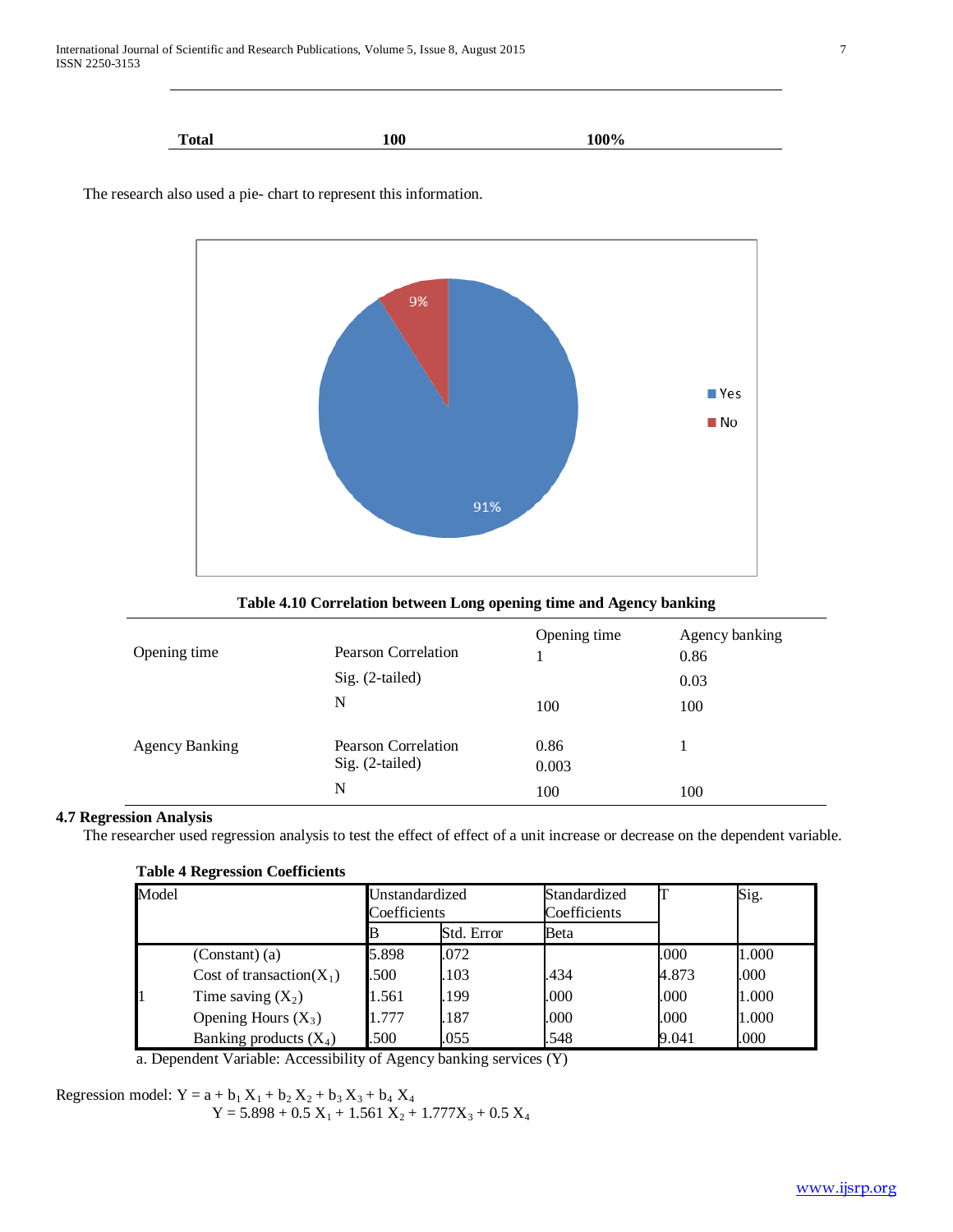| Total | 100 | 100% |
|---|---|---|

The research also used a pie- chart to represent this information.

**Table 4.10 Correlation between Long opening time and Agency banking**

| | | Opening time | Agency banking |
|---|---|---|---|
| Opening time | Pearson Correlation | 1 | 0.86 |
| | Sig. (2-tailed) | | 0.03 |
| | N | 100 | 100 |
| Agency Banking | Pearson Correlation | 0.86 | 1 |
| | Sig. (2-tailed) | 0.003 | |
| | N | 100 | 100 |

## 4.7 Regression Analysis

The researcher used regression analysis to test the effect of effect of a unit increase or decrease on the dependent variable.

**Table 4 Regression Coefficients**

| Model | | Unstandardized Coefficients | | Standardized Coefficients | T | Sig. |
|---|---|---|---|---|---|---|
| | | B | Std. Error | Beta | | |
| 1 | (Constant) (a) | 5.898 | .072 | | .000 | 1.000 |
| | Cost of transaction($X_1$) | .500 | .103 | .434 | 4.873 | .000 |
| | Time saving ($X_2$) | 1.561 | .199 | .000 | .000 | 1.000 |
| | Opening Hours ($X_3$) | 1.777 | .187 | .000 | .000 | 1.000 |
| | Banking products ($X_4$) | .500 | .055 | .548 | 9.041 | .000 |

a. Dependent Variable: Accessibility of Agency banking services (Y)

Regression model: $Y = a + b_1 X_1 + b_2 X_2 + b_3 X_3 + b_4 X_4$

$$Y = 5.898 + 0.5 X_1 + 1.561 X_2 + 1.777 X_3 + 0.5 X_4$$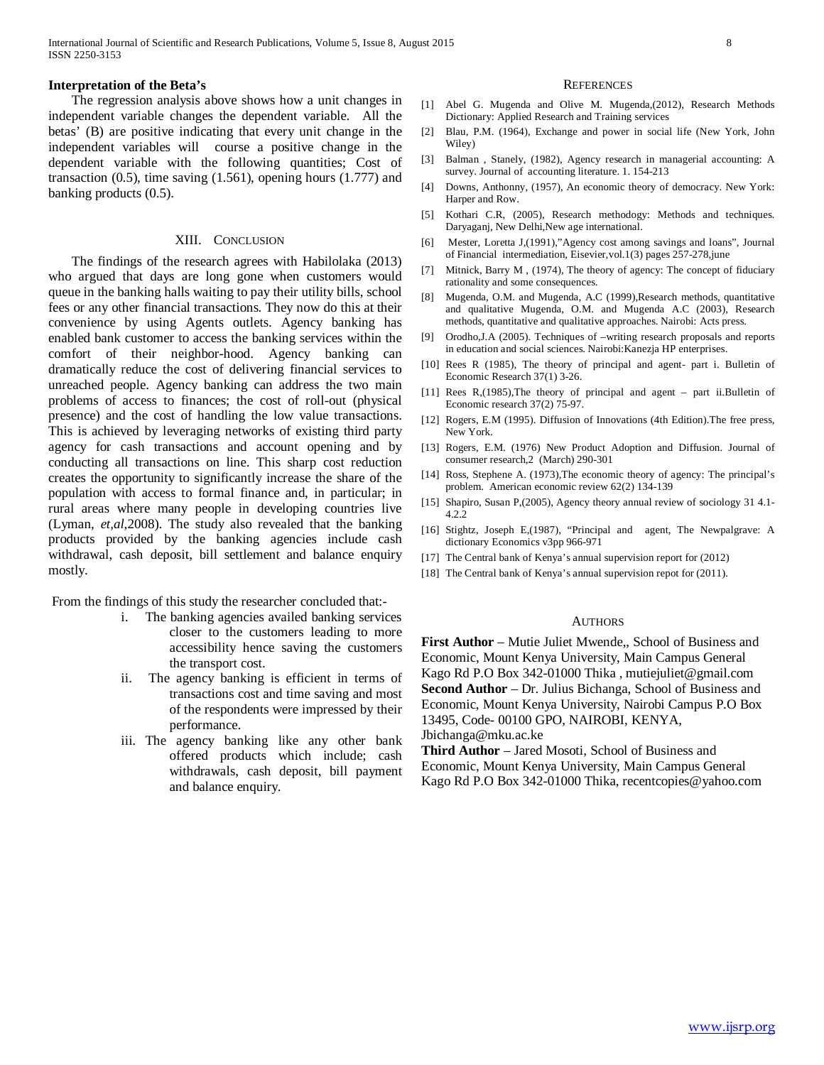### Interpretation of the Beta's

The regression analysis above shows how a unit changes in independent variable changes the dependent variable. All the betas' (B) are positive indicating that every unit change in the independent variables will course a positive change in the dependent variable with the following quantities; Cost of transaction (0.5), time saving (1.561), opening hours (1.777) and banking products (0.5).

## XIII. Conclusion

The findings of the research agrees with Habilolaka (2013) who argued that days are long gone when customers would queue in the banking halls waiting to pay their utility bills, school fees or any other financial transactions. They now do this at their convenience by using Agents outlets. Agency banking has enabled bank customer to access the banking services within the comfort of their neighbor-hood. Agency banking can dramatically reduce the cost of delivering financial services to unreached people. Agency banking can address the two main problems of access to finances; the cost of roll-out (physical presence) and the cost of handling the low value transactions. This is achieved by leveraging networks of existing third party agency for cash transactions and account opening and by conducting all transactions on line. This sharp cost reduction creates the opportunity to significantly increase the share of the population with access to formal finance and, in particular; in rural areas where many people in developing countries live (Lyman, *et,al*,2008). The study also revealed that the banking products provided by the banking agencies include cash withdrawal, cash deposit, bill settlement and balance enquiry mostly.

From the findings of this study the researcher concluded that:-

i. The banking agencies availed banking services closer to the customers leading to more accessibility hence saving the customers the transport cost.
ii. The agency banking is efficient in terms of transactions cost and time saving and most of the respondents were impressed by their performance.
iii. The agency banking like any other bank offered products which include; cash withdrawals, cash deposit, bill payment and balance enquiry.

## References

[1] Abel G. Mugenda and Olive M. Mugenda,(2012), Research Methods Dictionary: Applied Research and Training services

[2] Blau, P.M. (1964), Exchange and power in social life (New York, John Wiley)

[3] Balman , Stanely, (1982), Agency research in managerial accounting: A survey. Journal of accounting literature. 1. 154-213

[4] Downs, Anthonny, (1957), An economic theory of democracy. New York: Harper and Row.

[5] Kothari C.R, (2005), Research methodogy: Methods and techniques. Daryaganj, New Delhi,New age international.

[6] Mester, Loretta J,(1991),"Agency cost among savings and loans", Journal of Financial intermediation, Eisevier,vol.1(3) pages 257-278,june

[7] Mitnick, Barry M , (1974), The theory of agency: The concept of fiduciary rationality and some consequences.

[8] Mugenda, O.M. and Mugenda, A.C (1999),Research methods, quantitative and qualitative Mugenda, O.M. and Mugenda A.C (2003), Research methods, quantitative and qualitative approaches. Nairobi: Acts press.

[9] Orodho,J.A (2005). Techniques of –writing research proposals and reports in education and social sciences. Nairobi:Kanezja HP enterprises.

[10] Rees R (1985), The theory of principal and agent- part i. Bulletin of Economic Research 37(1) 3-26.

[11] Rees R,(1985),The theory of principal and agent – part ii.Bulletin of Economic research 37(2) 75-97.

[12] Rogers, E.M (1995). Diffusion of Innovations (4th Edition).The free press, New York.

[13] Rogers, E.M. (1976) New Product Adoption and Diffusion. Journal of consumer research,2 (March) 290-301

[14] Ross, Stephene A. (1973),The economic theory of agency: The principal's problem. American economic review 62(2) 134-139

[15] Shapiro, Susan P,(2005), Agency theory annual review of sociology 31 4.1-4.2.2

[16] Stightz, Joseph E,(1987), "Principal and agent, The Newpalgrave: A dictionary Economics v3pp 966-971

[17] The Central bank of Kenya's annual supervision report for (2012)

[18] The Central bank of Kenya's annual supervision repot for (2011).

## Authors

**First Author** – Mutie Juliet Mwende,, School of Business and Economic, Mount Kenya University, Main Campus General Kago Rd P.O Box 342-01000 Thika , mutiejuliet@gmail.com

**Second Author** – Dr. Julius Bichanga, School of Business and Economic, Mount Kenya University, Nairobi Campus P.O Box 13495, Code- 00100 GPO, NAIROBI, KENYA, Jbichanga@mku.ac.ke

**Third Author** – Jared Mosoti, School of Business and Economic, Mount Kenya University, Main Campus General Kago Rd P.O Box 342-01000 Thika, recentcopies@yahoo.com